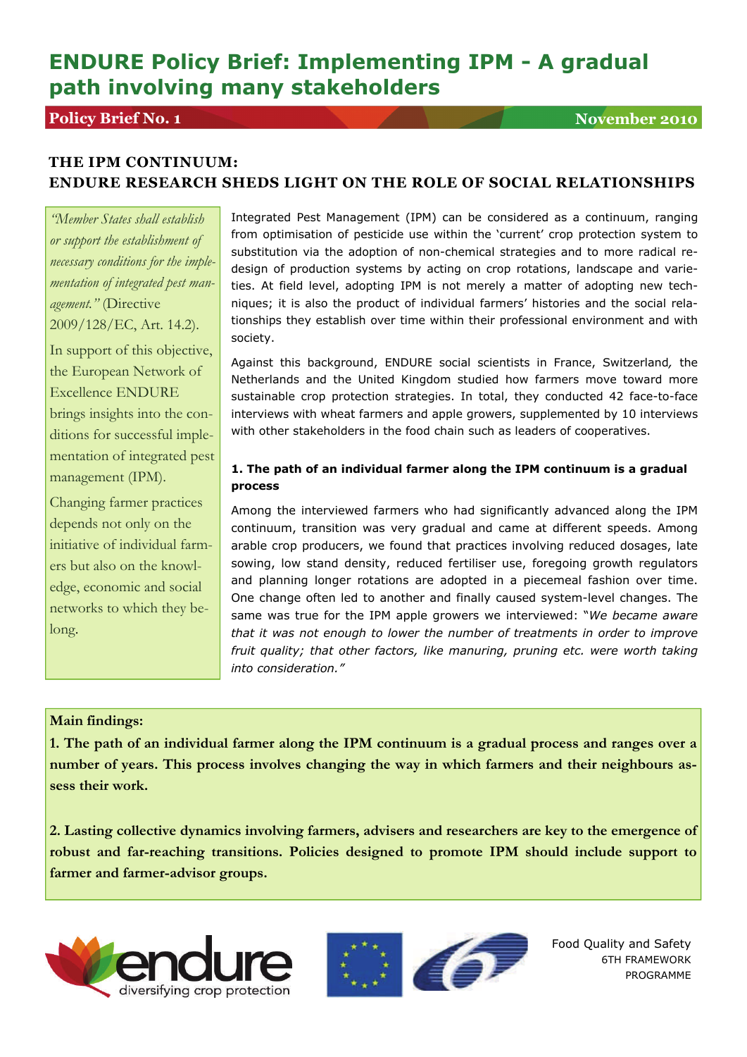# ENDURE Policy Brief: Implementing IPM - A gradual path involving many stakeholders

**Policy Brief No. 1** **November 2010**

## THE IPM CONTINUUM: ENDURE RESEARCH SHEDS LIGHT ON THE ROLE OF SOCIAL RELATIONSHIPS

*"Member States shall establish or support the establishment of necessary conditions for the implementation of integrated pest management."* (Directive 2009/128/EC, Art. 14.2).

In support of this objective, the European Network of Excellence ENDURE brings insights into the conditions for successful implementation of integrated pest management (IPM).

Changing farmer practices depends not only on the initiative of individual farmers but also on the knowledge, economic and social networks to which they belong.

Integrated Pest Management (IPM) can be considered as a continuum, ranging from optimisation of pesticide use within the 'current' crop protection system to substitution via the adoption of non-chemical strategies and to more radical re-design of production systems by acting on crop rotations, landscape and varieties. At field level, adopting IPM is not merely a matter of adopting new techniques; it is also the product of individual farmers' histories and the social relationships they establish over time within their professional environment and with society.

Against this background, ENDURE social scientists in France, Switzerland, the Netherlands and the United Kingdom studied how farmers move toward more sustainable crop protection strategies. In total, they conducted 42 face-to-face interviews with wheat farmers and apple growers, supplemented by 10 interviews with other stakeholders in the food chain such as leaders of cooperatives.

### 1. The path of an individual farmer along the IPM continuum is a gradual process

Among the interviewed farmers who had significantly advanced along the IPM continuum, transition was very gradual and came at different speeds. Among arable crop producers, we found that practices involving reduced dosages, late sowing, low stand density, reduced fertiliser use, foregoing growth regulators and planning longer rotations are adopted in a piecemeal fashion over time. One change often led to another and finally caused system-level changes. The same was true for the IPM apple growers we interviewed: "*We became aware that it was not enough to lower the number of treatments in order to improve fruit quality; that other factors, like manuring, pruning etc. were worth taking into consideration.*"

**Main findings:**

**1. The path of an individual farmer along the IPM continuum is a gradual process and ranges over a number of years. This process involves changing the way in which farmers and their neighbours assess their work.**

**2. Lasting collective dynamics involving farmers, advisers and researchers are key to the emergence of robust and far-reaching transitions. Policies designed to promote IPM should include support to farmer and farmer-advisor groups.**

endure — diversifying crop protection

Food Quality and Safety
6TH FRAMEWORK PROGRAMME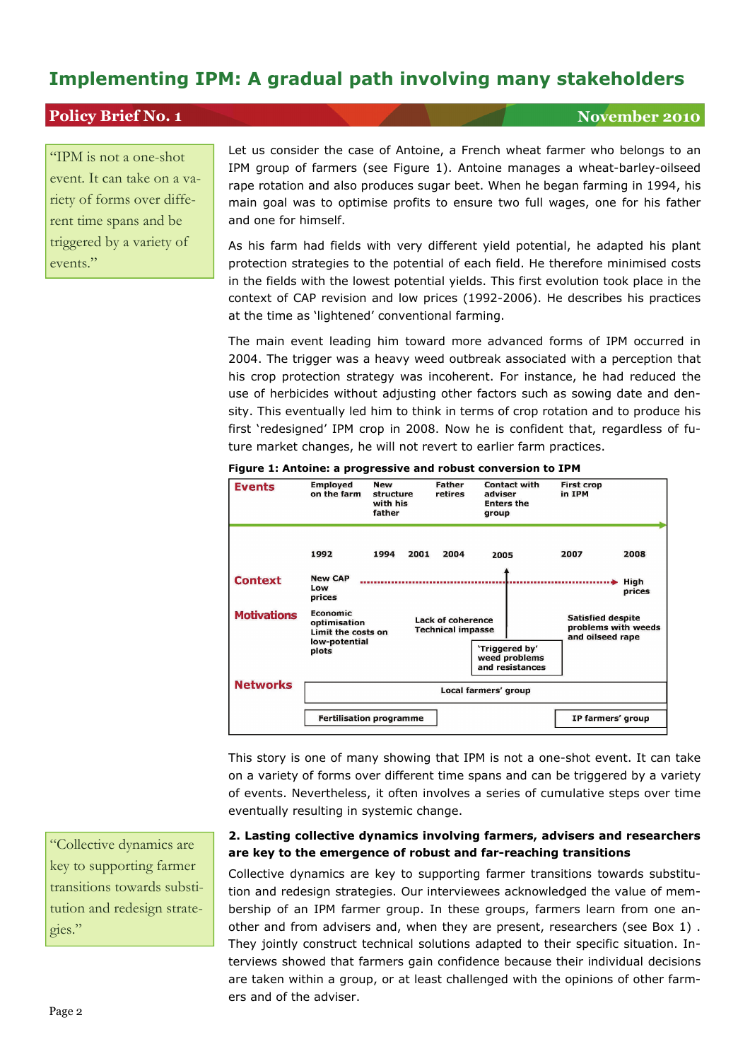# Implementing IPM: A gradual path involving many stakeholders

**Policy Brief No. 1** — **November 2010**

> "IPM is not a one-shot event. It can take on a variety of forms over different time spans and be triggered by a variety of events."

Let us consider the case of Antoine, a French wheat farmer who belongs to an IPM group of farmers (see Figure 1). Antoine manages a wheat-barley-oilseed rape rotation and also produces sugar beet. When he began farming in 1994, his main goal was to optimise profits to ensure two full wages, one for his father and one for himself.

As his farm had fields with very different yield potential, he adapted his plant protection strategies to the potential of each field. He therefore minimised costs in the fields with the lowest potential yields. This first evolution took place in the context of CAP revision and low prices (1992-2006). He describes his practices at the time as 'lightened' conventional farming.

The main event leading him toward more advanced forms of IPM occurred in 2004. The trigger was a heavy weed outbreak associated with a perception that his crop protection strategy was incoherent. For instance, he had reduced the use of herbicides without adjusting other factors such as sowing date and density. This eventually led him to think in terms of crop rotation and to produce his first 'redesigned' IPM crop in 2008. Now he is confident that, regardless of future market changes, he will not revert to earlier farm practices.

**Figure 1: Antoine: a progressive and robust conversion to IPM**

| | 1992 | 1994 | 2001 | 2004 | 2005 | 2007 | 2008 |
|---|---|---|---|---|---|---|---|
| **Events** | Employed on the farm | New structure with his father | | Father retires | Contact with adviser; Enters the group | First crop in IPM | |
| **Context** | New CAP; Low prices → | | | | | | High prices |
| **Motivations** | Economic optimisation; Limit the costs on low-potential plots | | | Lack of coherence; Technical impasse | 'Triggered by' weed problems and resistances | Satisfied despite problems with weeds and oilseed rape | |
| **Networks** | Local farmers' group; Fertilisation programme | | | | | IP farmers' group | |

This story is one of many showing that IPM is not a one-shot event. It can take on a variety of forms over different time spans and can be triggered by a variety of events. Nevertheless, it often involves a series of cumulative steps over time eventually resulting in systemic change.

> "Collective dynamics are key to supporting farmer transitions towards substitution and redesign strategies."

**2. Lasting collective dynamics involving farmers, advisers and researchers are key to the emergence of robust and far-reaching transitions**

Collective dynamics are key to supporting farmer transitions towards substitution and redesign strategies. Our interviewees acknowledged the value of membership of an IPM farmer group. In these groups, farmers learn from one another and from advisers and, when they are present, researchers (see Box 1) . They jointly construct technical solutions adapted to their specific situation. Interviews showed that farmers gain confidence because their individual decisions are taken within a group, or at least challenged with the opinions of other farmers and of the adviser.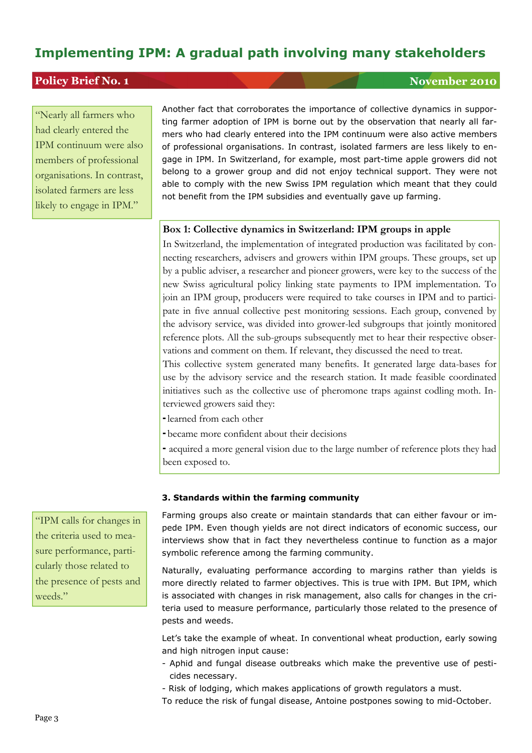> "Nearly all farmers who had clearly entered the IPM continuum were also members of professional organisations. In contrast, isolated farmers are less likely to engage in IPM."

Another fact that corroborates the importance of collective dynamics in supporting farmer adoption of IPM is borne out by the observation that nearly all farmers who had clearly entered into the IPM continuum were also active members of professional organisations. In contrast, isolated farmers are less likely to engage in IPM. In Switzerland, for example, most part-time apple growers did not belong to a grower group and did not enjoy technical support. They were not able to comply with the new Swiss IPM regulation which meant that they could not benefit from the IPM subsidies and eventually gave up farming.

**Box 1: Collective dynamics in Switzerland: IPM groups in apple**

In Switzerland, the implementation of integrated production was facilitated by connecting researchers, advisers and growers within IPM groups. These groups, set up by a public adviser, a researcher and pioneer growers, were key to the success of the new Swiss agricultural policy linking state payments to IPM implementation. To join an IPM group, producers were required to take courses in IPM and to participate in five annual collective pest monitoring sessions. Each group, convened by the advisory service, was divided into grower-led subgroups that jointly monitored reference plots. All the sub-groups subsequently met to hear their respective observations and comment on them. If relevant, they discussed the need to treat.

This collective system generated many benefits. It generated large data-bases for use by the advisory service and the research station. It made feasible coordinated initiatives such as the collective use of pheromone traps against codling moth. Interviewed growers said they:

- learned from each other
- became more confident about their decisions
- acquired a more general vision due to the large number of reference plots they had been exposed to.

### 3. Standards within the farming community

> "IPM calls for changes in the criteria used to measure performance, particularly those related to the presence of pests and weeds."

Farming groups also create or maintain standards that can either favour or impede IPM. Even though yields are not direct indicators of economic success, our interviews show that in fact they nevertheless continue to function as a major symbolic reference among the farming community.

Naturally, evaluating performance according to margins rather than yields is more directly related to farmer objectives. This is true with IPM. But IPM, which is associated with changes in risk management, also calls for changes in the criteria used to measure performance, particularly those related to the presence of pests and weeds.

Let's take the example of wheat. In conventional wheat production, early sowing and high nitrogen input cause:

- Aphid and fungal disease outbreaks which make the preventive use of pesticides necessary.
- Risk of lodging, which makes applications of growth regulators a must.

To reduce the risk of fungal disease, Antoine postpones sowing to mid-October.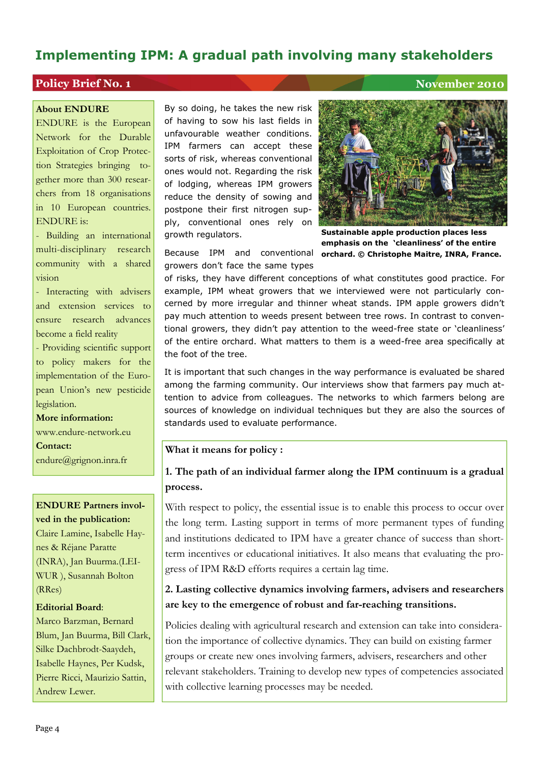# Implementing IPM: A gradual path involving many stakeholders

**Policy Brief No. 1** — **November 2010**

**About ENDURE**

ENDURE is the European Network for the Durable Exploitation of Crop Protection Strategies bringing together more than 300 researchers from 18 organisations in 10 European countries. ENDURE is:

- Building an international multi-disciplinary research community with a shared vision
- Interacting with advisers and extension services to ensure research advances become a field reality
- Providing scientific support to policy makers for the implementation of the European Union's new pesticide legislation.

**More information:**

www.endure-network.eu

**Contact:**

endure@grignon.inra.fr

**ENDURE Partners involved in the publication:**

Claire Lamine, Isabelle Haynes & Réjane Paratte (INRA), Jan Buurma.(LEI-WUR ), Susannah Bolton (RRes)

**Editorial Board**:

Marco Barzman, Bernard Blum, Jan Buurma, Bill Clark, Silke Dachbrodt-Saaydeh, Isabelle Haynes, Per Kudsk, Pierre Ricci, Maurizio Sattin, Andrew Lewer.

By so doing, he takes the new risk of having to sow his last fields in unfavourable weather conditions. IPM farmers can accept these sorts of risk, whereas conventional ones would not. Regarding the risk of lodging, whereas IPM growers reduce the density of sowing and postpone their first nitrogen supply, conventional ones rely on growth regulators.

**Sustainable apple production places less emphasis on the 'cleanliness' of the entire orchard. © Christophe Maitre, INRA, France.**

Because IPM and conventional growers don't face the same types of risks, they have different conceptions of what constitutes good practice. For example, IPM wheat growers that we interviewed were not particularly concerned by more irregular and thinner wheat stands. IPM apple growers didn't pay much attention to weeds present between tree rows. In contrast to conventional growers, they didn't pay attention to the weed-free state or 'cleanliness' of the entire orchard. What matters to them is a weed-free area specifically at the foot of the tree.

It is important that such changes in the way performance is evaluated be shared among the farming community. Our interviews show that farmers pay much attention to advice from colleagues. The networks to which farmers belong are sources of knowledge on individual techniques but they are also the sources of standards used to evaluate performance.

**What it means for policy :**

**1. The path of an individual farmer along the IPM continuum is a gradual process.**

With respect to policy, the essential issue is to enable this process to occur over the long term. Lasting support in terms of more permanent types of funding and institutions dedicated to IPM have a greater chance of success than short-term incentives or educational initiatives. It also means that evaluating the progress of IPM R&D efforts requires a certain lag time.

**2. Lasting collective dynamics involving farmers, advisers and researchers are key to the emergence of robust and far-reaching transitions.**

Policies dealing with agricultural research and extension can take into consideration the importance of collective dynamics. They can build on existing farmer groups or create new ones involving farmers, advisers, researchers and other relevant stakeholders. Training to develop new types of competencies associated with collective learning processes may be needed.